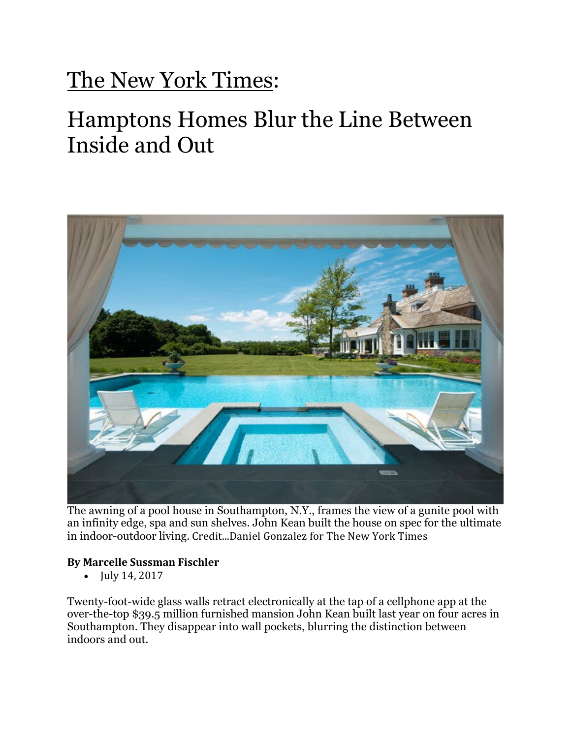# The New York Times:

# Hamptons Homes Blur the Line Between Inside and Out

The awning of a pool house in Southampton, N.Y., frames the view of a gunite pool with an infinity edge, spa and sun shelves. John Kean built the house on spec for the ultimate in indoor-outdoor living. Credit...Daniel Gonzalez for The New York Times

**By Marcelle Sussman Fischler**

- July 14, 2017

Twenty-foot-wide glass walls retract electronically at the tap of a cellphone app at the over-the-top $39.5 million furnished mansion John Kean built last year on four acres in Southampton. They disappear into wall pockets, blurring the distinction between indoors and out.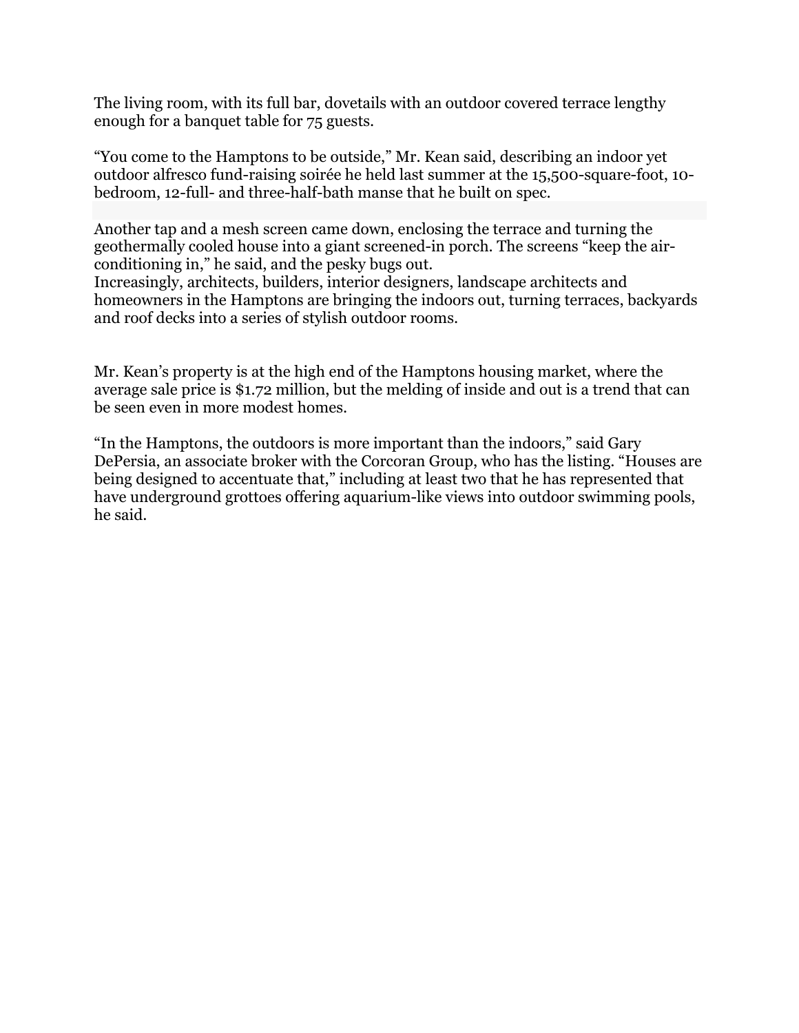The living room, with its full bar, dovetails with an outdoor covered terrace lengthy enough for a banquet table for 75 guests.

"You come to the Hamptons to be outside," Mr. Kean said, describing an indoor yet outdoor alfresco fund-raising soirée he held last summer at the 15,500-square-foot, 10-bedroom, 12-full- and three-half-bath manse that he built on spec.

Another tap and a mesh screen came down, enclosing the terrace and turning the geothermally cooled house into a giant screened-in porch. The screens "keep the air-conditioning in," he said, and the pesky bugs out.
Increasingly, architects, builders, interior designers, landscape architects and homeowners in the Hamptons are bringing the indoors out, turning terraces, backyards and roof decks into a series of stylish outdoor rooms.

Mr. Kean's property is at the high end of the Hamptons housing market, where the average sale price is $1.72 million, but the melding of inside and out is a trend that can be seen even in more modest homes.

"In the Hamptons, the outdoors is more important than the indoors," said Gary DePersia, an associate broker with the Corcoran Group, who has the listing. "Houses are being designed to accentuate that," including at least two that he has represented that have underground grottoes offering aquarium-like views into outdoor swimming pools, he said.